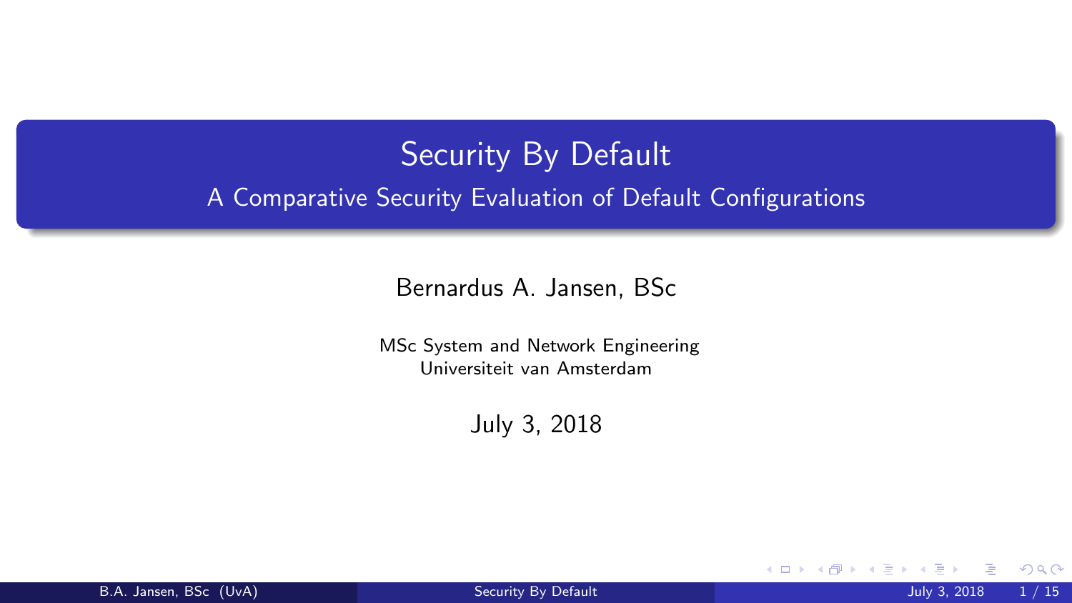# Security By Default

## A Comparative Security Evaluation of Default Configurations

Bernardus A. Jansen, BSc

MSc System and Network Engineering
Universiteit van Amsterdam

July 3, 2018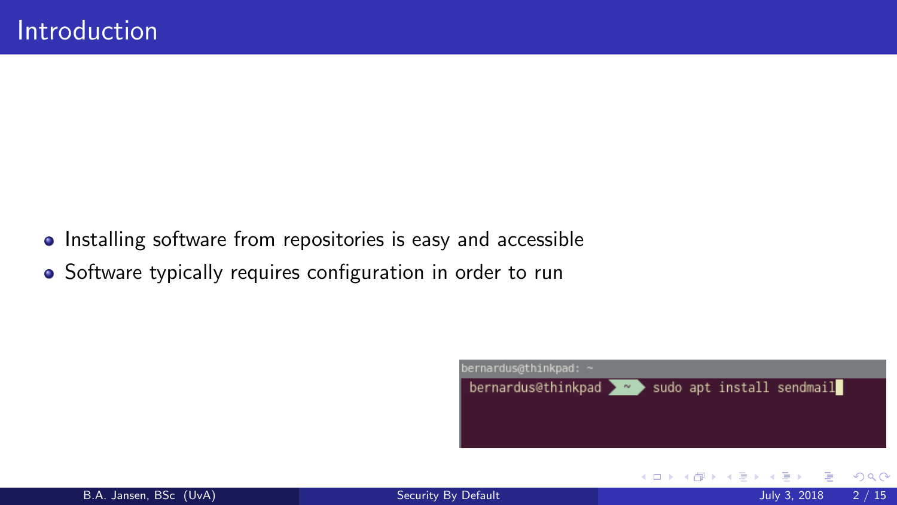# Introduction

- Installing software from repositories is easy and accessible
- Software typically requires configuration in order to run

```
bernardus@thinkpad: ~
bernardus@thinkpad  ~  sudo apt install sendmail
```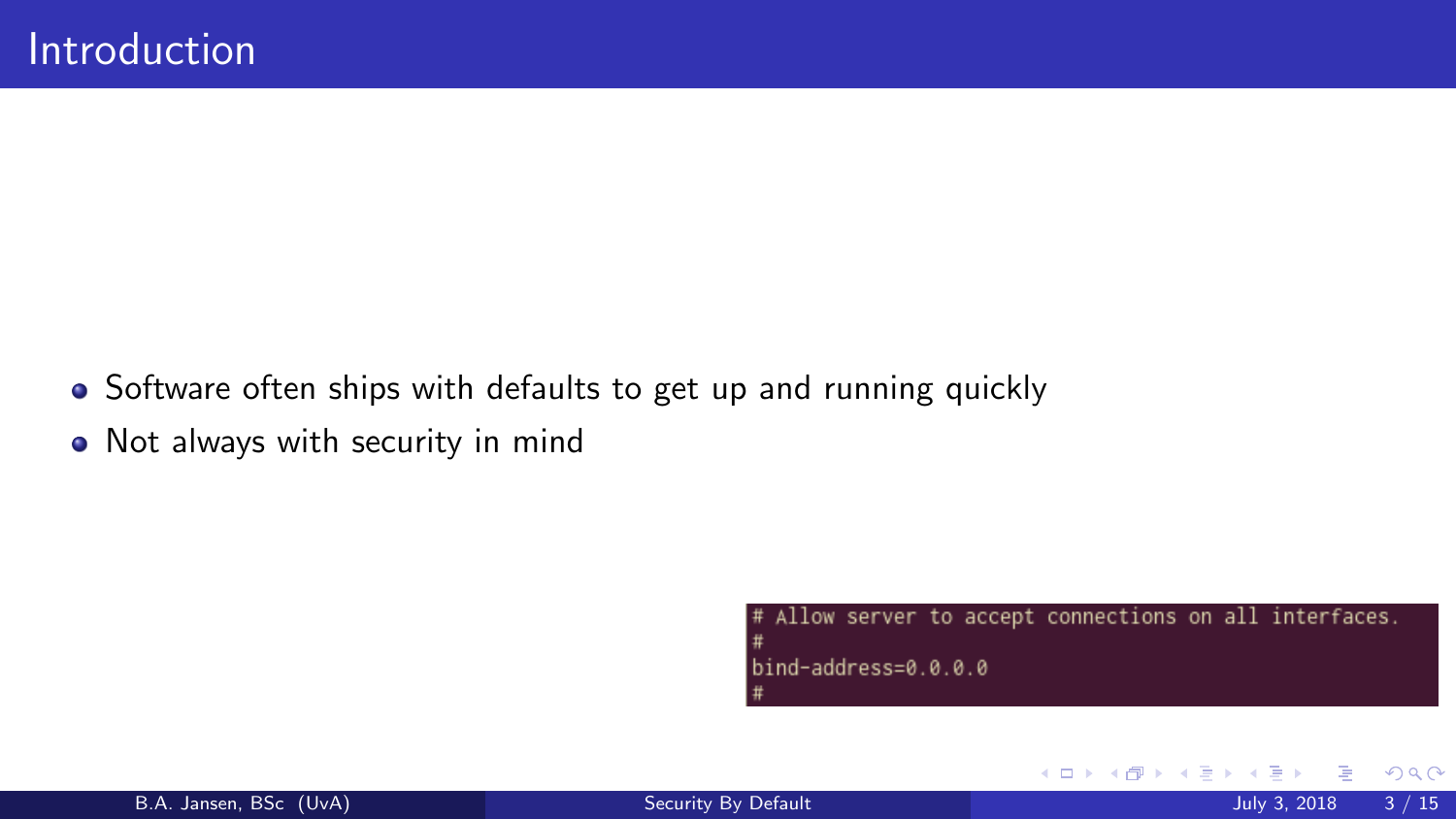# Introduction

- Software often ships with defaults to get up and running quickly
- Not always with security in mind

```
# Allow server to accept connections on all interfaces.
#
bind-address=0.0.0.0
#
```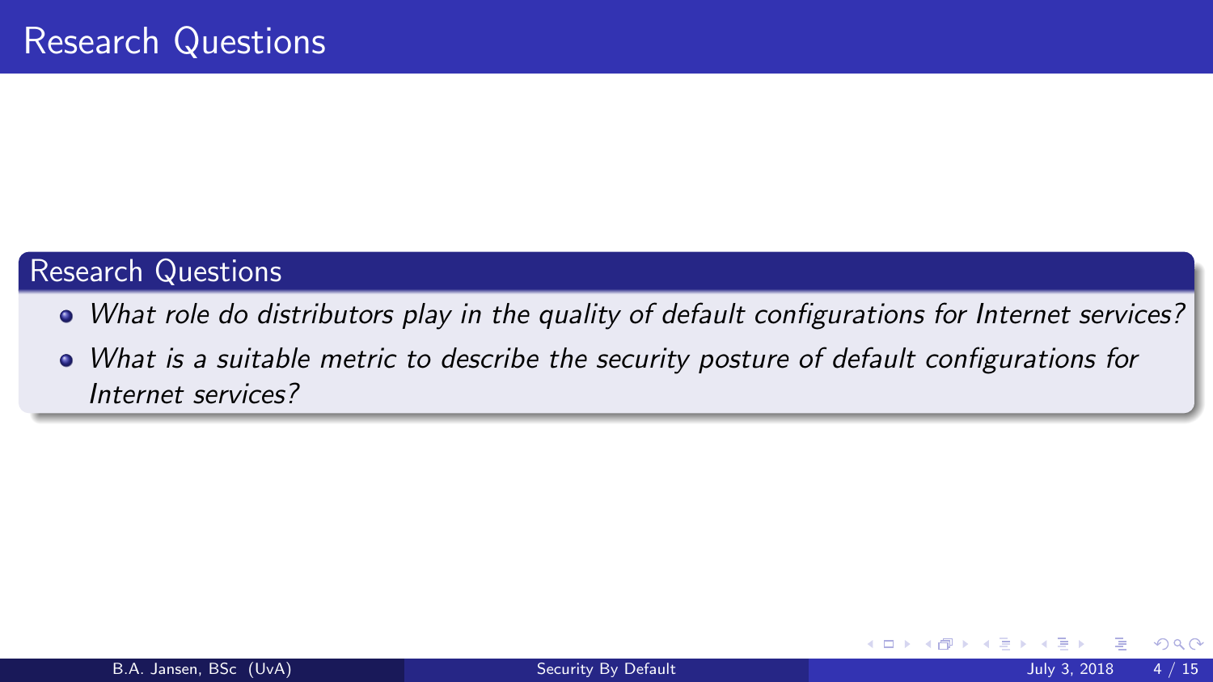# Research Questions

## Research Questions

- *What role do distributors play in the quality of default configurations for Internet services?*
- *What is a suitable metric to describe the security posture of default configurations for Internet services?*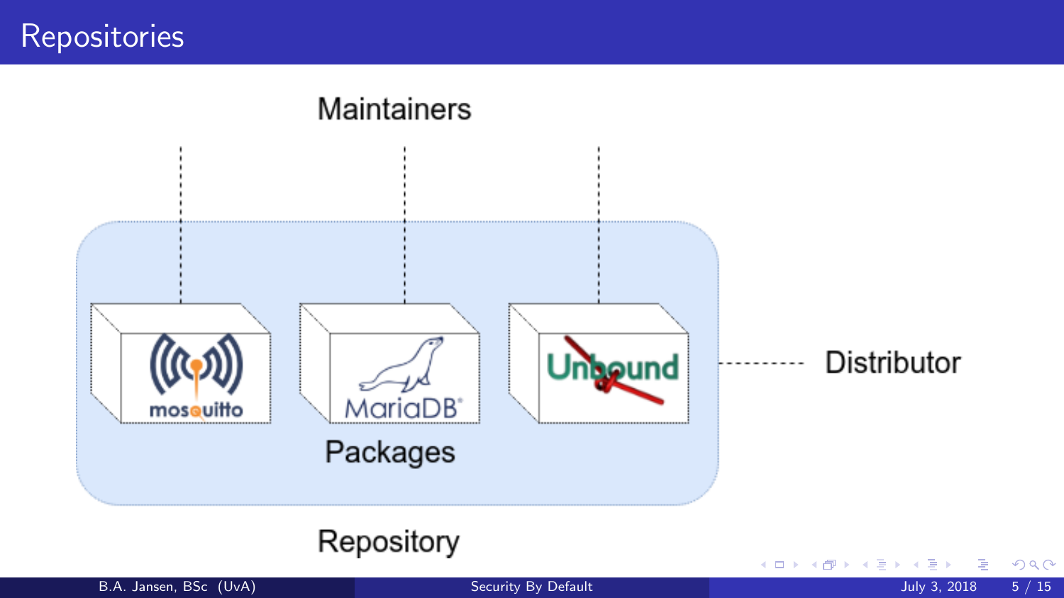# Repositories

Maintainers

mosquitto

MariaDB

Unbound

Packages

Distributor

Repository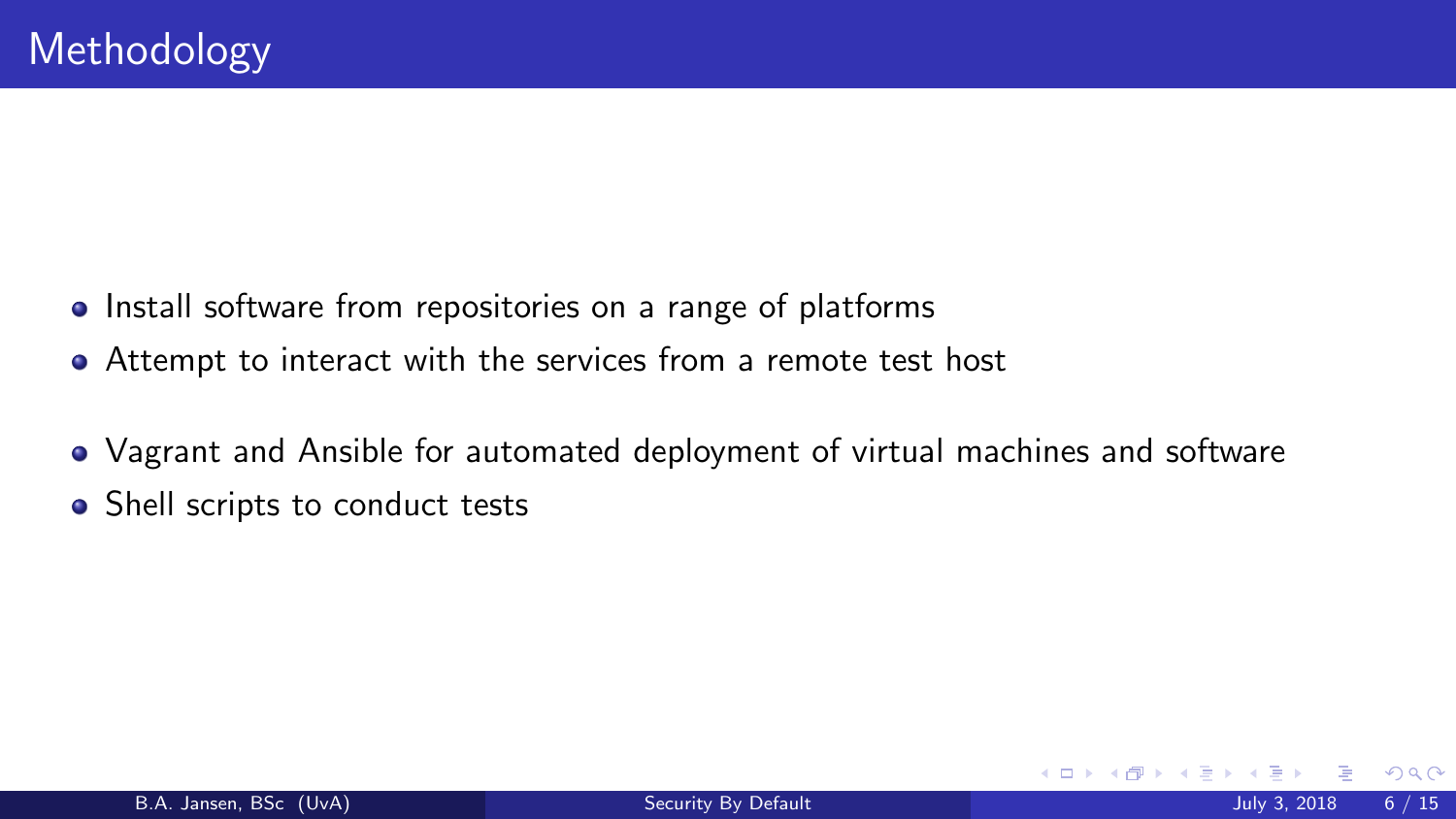# Methodology

- Install software from repositories on a range of platforms
- Attempt to interact with the services from a remote test host

- Vagrant and Ansible for automated deployment of virtual machines and software
- Shell scripts to conduct tests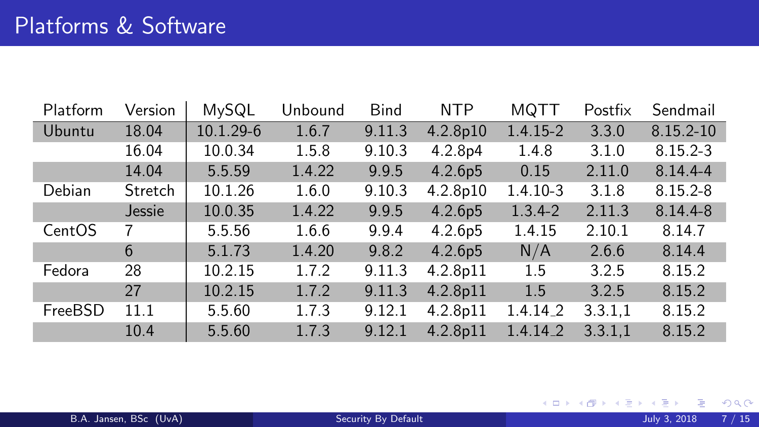# Platforms & Software

| Platform | Version | MySQL | Unbound | Bind | NTP | MQTT | Postfix | Sendmail |
|---|---|---|---|---|---|---|---|---|
| Ubuntu | 18.04 | 10.1.29-6 | 1.6.7 | 9.11.3 | 4.2.8p10 | 1.4.15-2 | 3.3.0 | 8.15.2-10 |
| | 16.04 | 10.0.34 | 1.5.8 | 9.10.3 | 4.2.8p4 | 1.4.8 | 3.1.0 | 8.15.2-3 |
| | 14.04 | 5.5.59 | 1.4.22 | 9.9.5 | 4.2.6p5 | 0.15 | 2.11.0 | 8.14.4-4 |
| Debian | Stretch | 10.1.26 | 1.6.0 | 9.10.3 | 4.2.8p10 | 1.4.10-3 | 3.1.8 | 8.15.2-8 |
| | Jessie | 10.0.35 | 1.4.22 | 9.9.5 | 4.2.6p5 | 1.3.4-2 | 2.11.3 | 8.14.4-8 |
| CentOS | 7 | 5.5.56 | 1.6.6 | 9.9.4 | 4.2.6p5 | 1.4.15 | 2.10.1 | 8.14.7 |
| | 6 | 5.1.73 | 1.4.20 | 9.8.2 | 4.2.6p5 | N/A | 2.6.6 | 8.14.4 |
| Fedora | 28 | 10.2.15 | 1.7.2 | 9.11.3 | 4.2.8p11 | 1.5 | 3.2.5 | 8.15.2 |
| | 27 | 10.2.15 | 1.7.2 | 9.11.3 | 4.2.8p11 | 1.5 | 3.2.5 | 8.15.2 |
| FreeBSD | 11.1 | 5.5.60 | 1.7.3 | 9.12.1 | 4.2.8p11 | 1.4.14_2 | 3.3.1,1 | 8.15.2 |
| | 10.4 | 5.5.60 | 1.7.3 | 9.12.1 | 4.2.8p11 | 1.4.14_2 | 3.3.1,1 | 8.15.2 |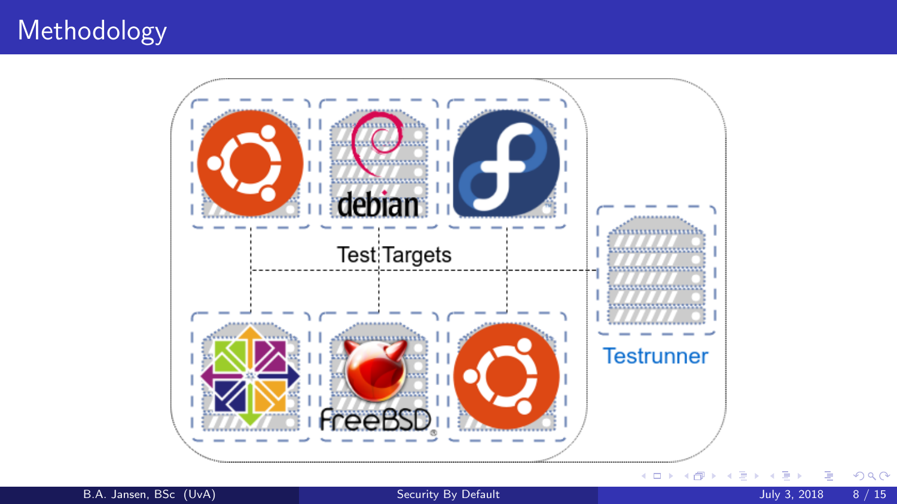# Methodology

Test Targets

Testrunner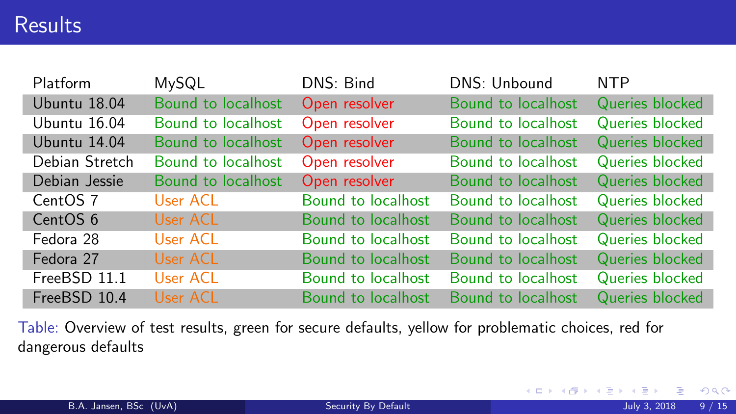# Results

| Platform | MySQL | DNS: Bind | DNS: Unbound | NTP |
|---|---|---|---|---|
| Ubuntu 18.04 | Bound to localhost | Open resolver | Bound to localhost | Queries blocked |
| Ubuntu 16.04 | Bound to localhost | Open resolver | Bound to localhost | Queries blocked |
| Ubuntu 14.04 | Bound to localhost | Open resolver | Bound to localhost | Queries blocked |
| Debian Stretch | Bound to localhost | Open resolver | Bound to localhost | Queries blocked |
| Debian Jessie | Bound to localhost | Open resolver | Bound to localhost | Queries blocked |
| CentOS 7 | User ACL | Bound to localhost | Bound to localhost | Queries blocked |
| CentOS 6 | User ACL | Bound to localhost | Bound to localhost | Queries blocked |
| Fedora 28 | User ACL | Bound to localhost | Bound to localhost | Queries blocked |
| Fedora 27 | User ACL | Bound to localhost | Bound to localhost | Queries blocked |
| FreeBSD 11.1 | User ACL | Bound to localhost | Bound to localhost | Queries blocked |
| FreeBSD 10.4 | User ACL | Bound to localhost | Bound to localhost | Queries blocked |

Table: Overview of test results, green for secure defaults, yellow for problematic choices, red for dangerous defaults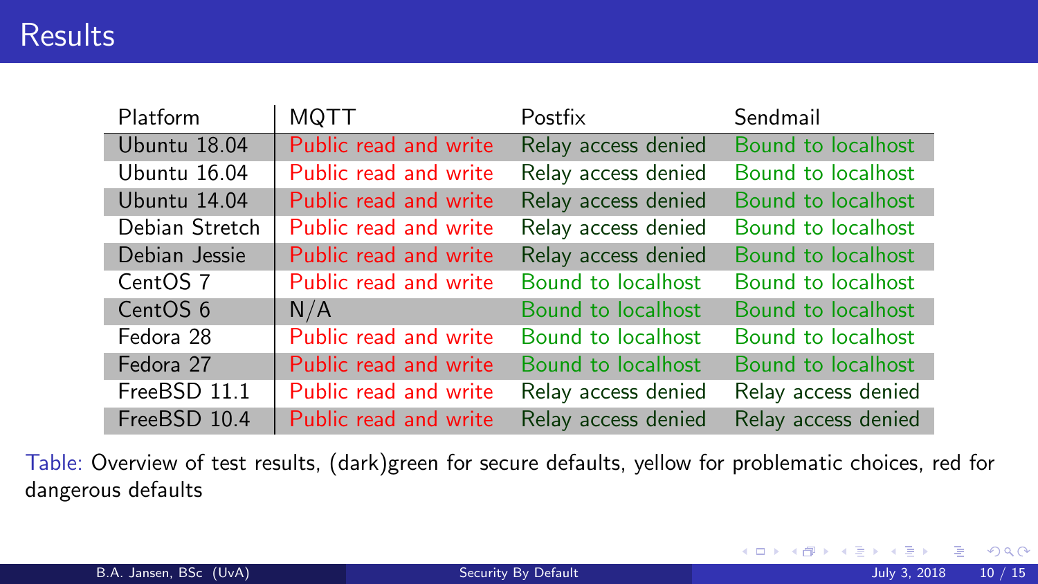# Results

| Platform | MQTT | Postfix | Sendmail |
| --- | --- | --- | --- |
| Ubuntu 18.04 | Public read and write | Relay access denied | Bound to localhost |
| Ubuntu 16.04 | Public read and write | Relay access denied | Bound to localhost |
| Ubuntu 14.04 | Public read and write | Relay access denied | Bound to localhost |
| Debian Stretch | Public read and write | Relay access denied | Bound to localhost |
| Debian Jessie | Public read and write | Relay access denied | Bound to localhost |
| CentOS 7 | Public read and write | Bound to localhost | Bound to localhost |
| CentOS 6 | N/A | Bound to localhost | Bound to localhost |
| Fedora 28 | Public read and write | Bound to localhost | Bound to localhost |
| Fedora 27 | Public read and write | Bound to localhost | Bound to localhost |
| FreeBSD 11.1 | Public read and write | Relay access denied | Relay access denied |
| FreeBSD 10.4 | Public read and write | Relay access denied | Relay access denied |

Table: Overview of test results, (dark)green for secure defaults, yellow for problematic choices, red for dangerous defaults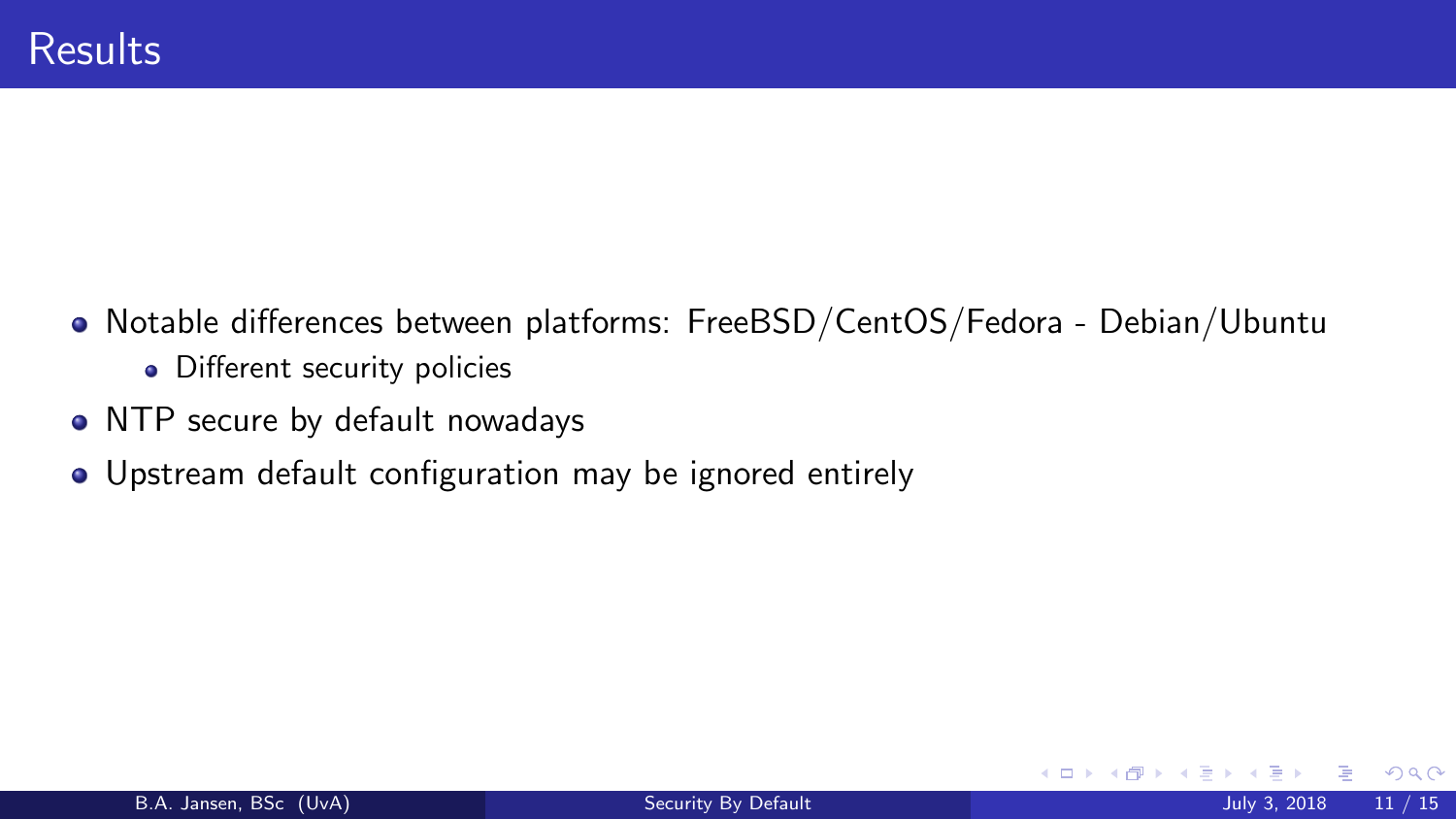# Results

- Notable differences between platforms: FreeBSD/CentOS/Fedora - Debian/Ubuntu
  - Different security policies
- NTP secure by default nowadays
- Upstream default configuration may be ignored entirely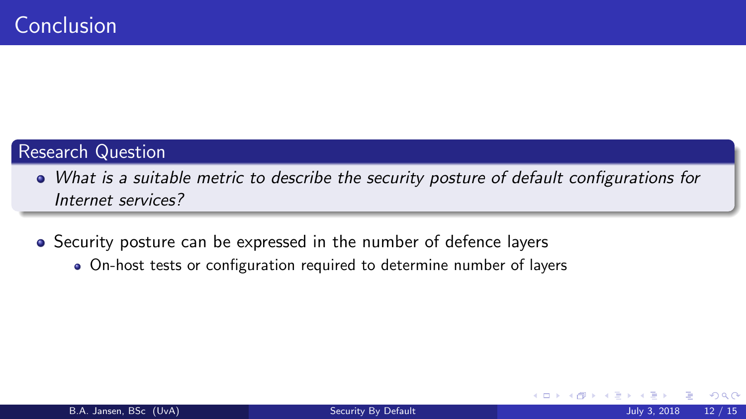# Conclusion

**Research Question**

- *What is a suitable metric to describe the security posture of default configurations for Internet services?*

- Security posture can be expressed in the number of defence layers
  - On-host tests or configuration required to determine number of layers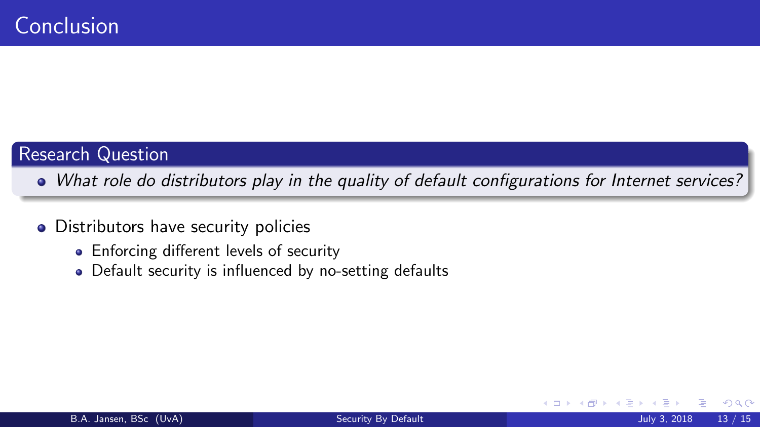# Conclusion

## Research Question

- *What role do distributors play in the quality of default configurations for Internet services?*

- Distributors have security policies
  - Enforcing different levels of security
  - Default security is influenced by no-setting defaults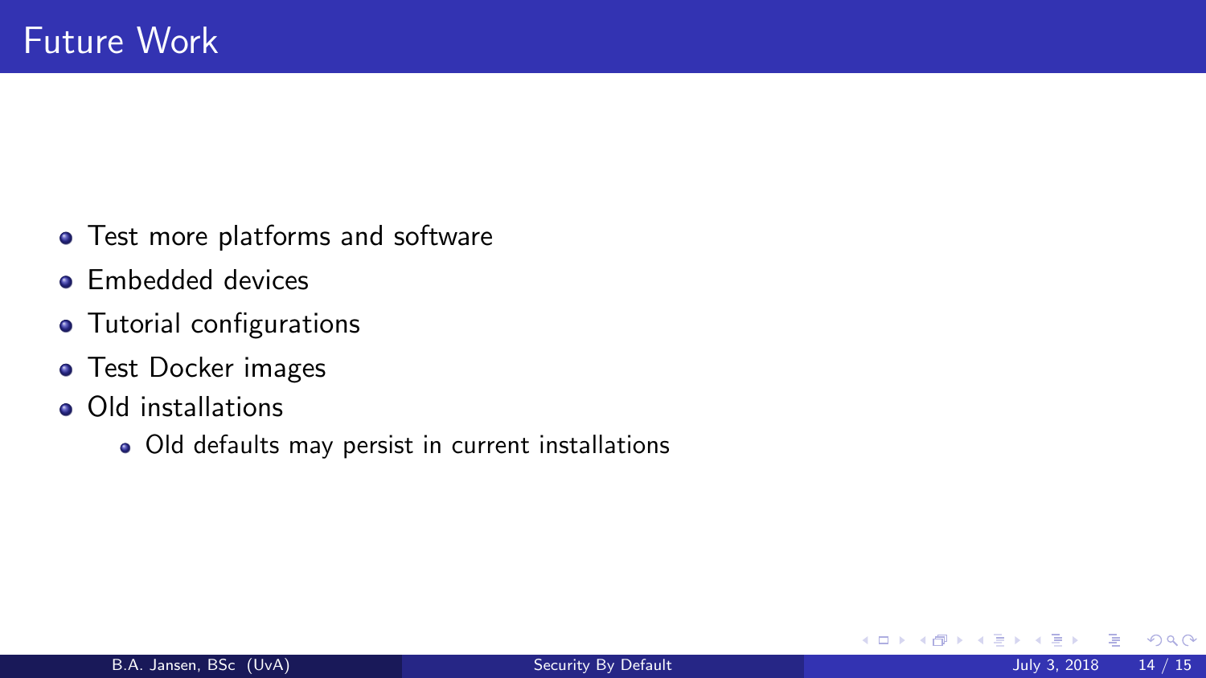# Future Work

- Test more platforms and software
- Embedded devices
- Tutorial configurations
- Test Docker images
- Old installations
  - Old defaults may persist in current installations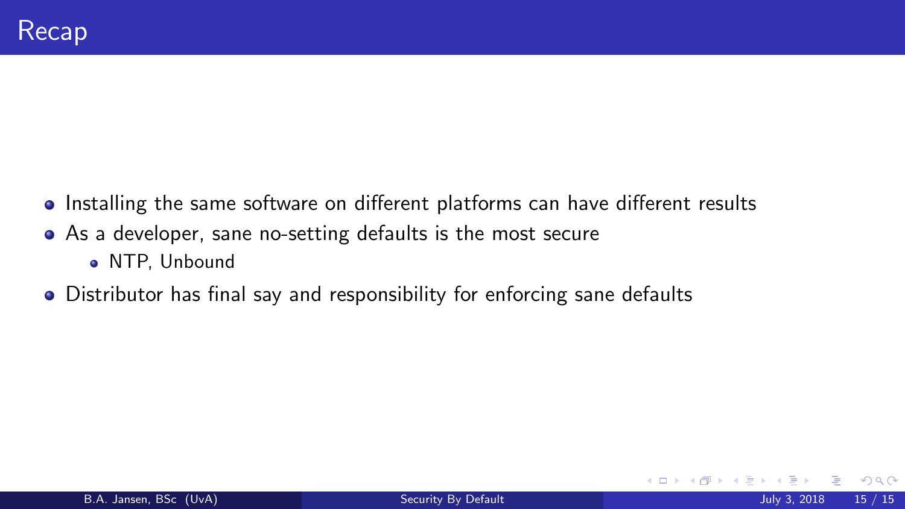# Recap

- Installing the same software on different platforms can have different results
- As a developer, sane no-setting defaults is the most secure
  - NTP, Unbound
- Distributor has final say and responsibility for enforcing sane defaults